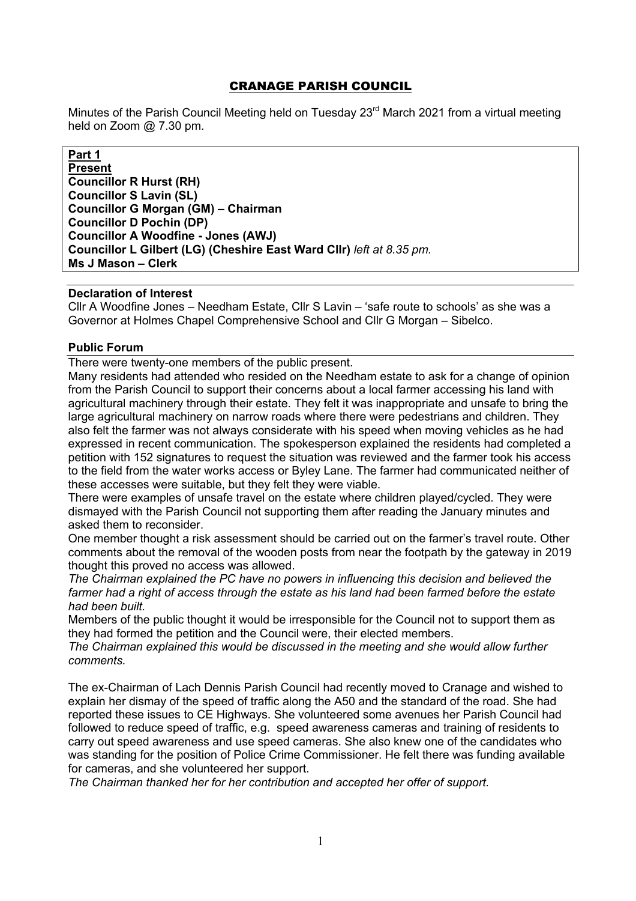# CRANAGE PARISH COUNCIL

Minutes of the Parish Council Meeting held on Tuesday 23rd March 2021 from a virtual meeting held on Zoom @ 7.30 pm.

**Part 1**
**Present**
**Councillor R Hurst (RH)**
**Councillor S Lavin (SL)**
**Councillor G Morgan (GM) – Chairman**
**Councillor D Pochin (DP)**
**Councillor A Woodfine - Jones (AWJ)**
**Councillor L Gilbert (LG) (Cheshire East Ward Cllr)** *left at 8.35 pm.*
**Ms J Mason – Clerk**

**Declaration of Interest**

Cllr A Woodfine Jones – Needham Estate, Cllr S Lavin – 'safe route to schools' as she was a Governor at Holmes Chapel Comprehensive School and Cllr G Morgan – Sibelco.

**Public Forum**

There were twenty-one members of the public present.

Many residents had attended who resided on the Needham estate to ask for a change of opinion from the Parish Council to support their concerns about a local farmer accessing his land with agricultural machinery through their estate. They felt it was inappropriate and unsafe to bring the large agricultural machinery on narrow roads where there were pedestrians and children. They also felt the farmer was not always considerate with his speed when moving vehicles as he had expressed in recent communication. The spokesperson explained the residents had completed a petition with 152 signatures to request the situation was reviewed and the farmer took his access to the field from the water works access or Byley Lane. The farmer had communicated neither of these accesses were suitable, but they felt they were viable.

There were examples of unsafe travel on the estate where children played/cycled. They were dismayed with the Parish Council not supporting them after reading the January minutes and asked them to reconsider.

One member thought a risk assessment should be carried out on the farmer's travel route. Other comments about the removal of the wooden posts from near the footpath by the gateway in 2019 thought this proved no access was allowed.

*The Chairman explained the PC have no powers in influencing this decision and believed the farmer had a right of access through the estate as his land had been farmed before the estate had been built.*

Members of the public thought it would be irresponsible for the Council not to support them as they had formed the petition and the Council were, their elected members.

*The Chairman explained this would be discussed in the meeting and she would allow further comments.*

The ex-Chairman of Lach Dennis Parish Council had recently moved to Cranage and wished to explain her dismay of the speed of traffic along the A50 and the standard of the road. She had reported these issues to CE Highways. She volunteered some avenues her Parish Council had followed to reduce speed of traffic, e.g. speed awareness cameras and training of residents to carry out speed awareness and use speed cameras. She also knew one of the candidates who was standing for the position of Police Crime Commissioner. He felt there was funding available for cameras, and she volunteered her support.

*The Chairman thanked her for her contribution and accepted her offer of support.*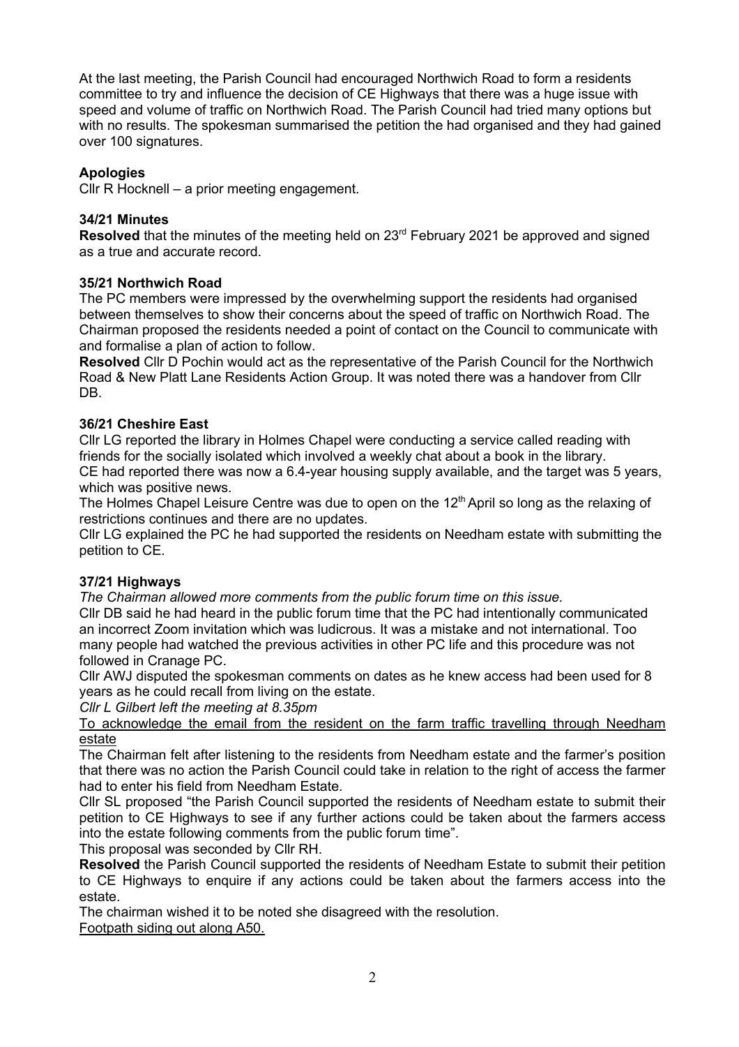At the last meeting, the Parish Council had encouraged Northwich Road to form a residents committee to try and influence the decision of CE Highways that there was a huge issue with speed and volume of traffic on Northwich Road. The Parish Council had tried many options but with no results. The spokesman summarised the petition the had organised and they had gained over 100 signatures.

### Apologies

Cllr R Hocknell – a prior meeting engagement.

### 34/21 Minutes

**Resolved** that the minutes of the meeting held on 23rd February 2021 be approved and signed as a true and accurate record.

### 35/21 Northwich Road

The PC members were impressed by the overwhelming support the residents had organised between themselves to show their concerns about the speed of traffic on Northwich Road. The Chairman proposed the residents needed a point of contact on the Council to communicate with and formalise a plan of action to follow.

**Resolved** Cllr D Pochin would act as the representative of the Parish Council for the Northwich Road & New Platt Lane Residents Action Group. It was noted there was a handover from Cllr DB.

### 36/21 Cheshire East

Cllr LG reported the library in Holmes Chapel were conducting a service called reading with friends for the socially isolated which involved a weekly chat about a book in the library.

CE had reported there was now a 6.4-year housing supply available, and the target was 5 years, which was positive news.

The Holmes Chapel Leisure Centre was due to open on the 12th April so long as the relaxing of restrictions continues and there are no updates.

Cllr LG explained the PC he had supported the residents on Needham estate with submitting the petition to CE.

### 37/21 Highways

*The Chairman allowed more comments from the public forum time on this issue.*

Cllr DB said he had heard in the public forum time that the PC had intentionally communicated an incorrect Zoom invitation which was ludicrous. It was a mistake and not international. Too many people had watched the previous activities in other PC life and this procedure was not followed in Cranage PC.

Cllr AWJ disputed the spokesman comments on dates as he knew access had been used for 8 years as he could recall from living on the estate.

*Cllr L Gilbert left the meeting at 8.35pm*

<u>To acknowledge the email from the resident on the farm traffic travelling through Needham estate</u>

The Chairman felt after listening to the residents from Needham estate and the farmer's position that there was no action the Parish Council could take in relation to the right of access the farmer had to enter his field from Needham Estate.

Cllr SL proposed "the Parish Council supported the residents of Needham estate to submit their petition to CE Highways to see if any further actions could be taken about the farmers access into the estate following comments from the public forum time".

This proposal was seconded by Cllr RH.

**Resolved** the Parish Council supported the residents of Needham Estate to submit their petition to CE Highways to enquire if any actions could be taken about the farmers access into the estate.

The chairman wished it to be noted she disagreed with the resolution.

<u>Footpath siding out along A50.</u>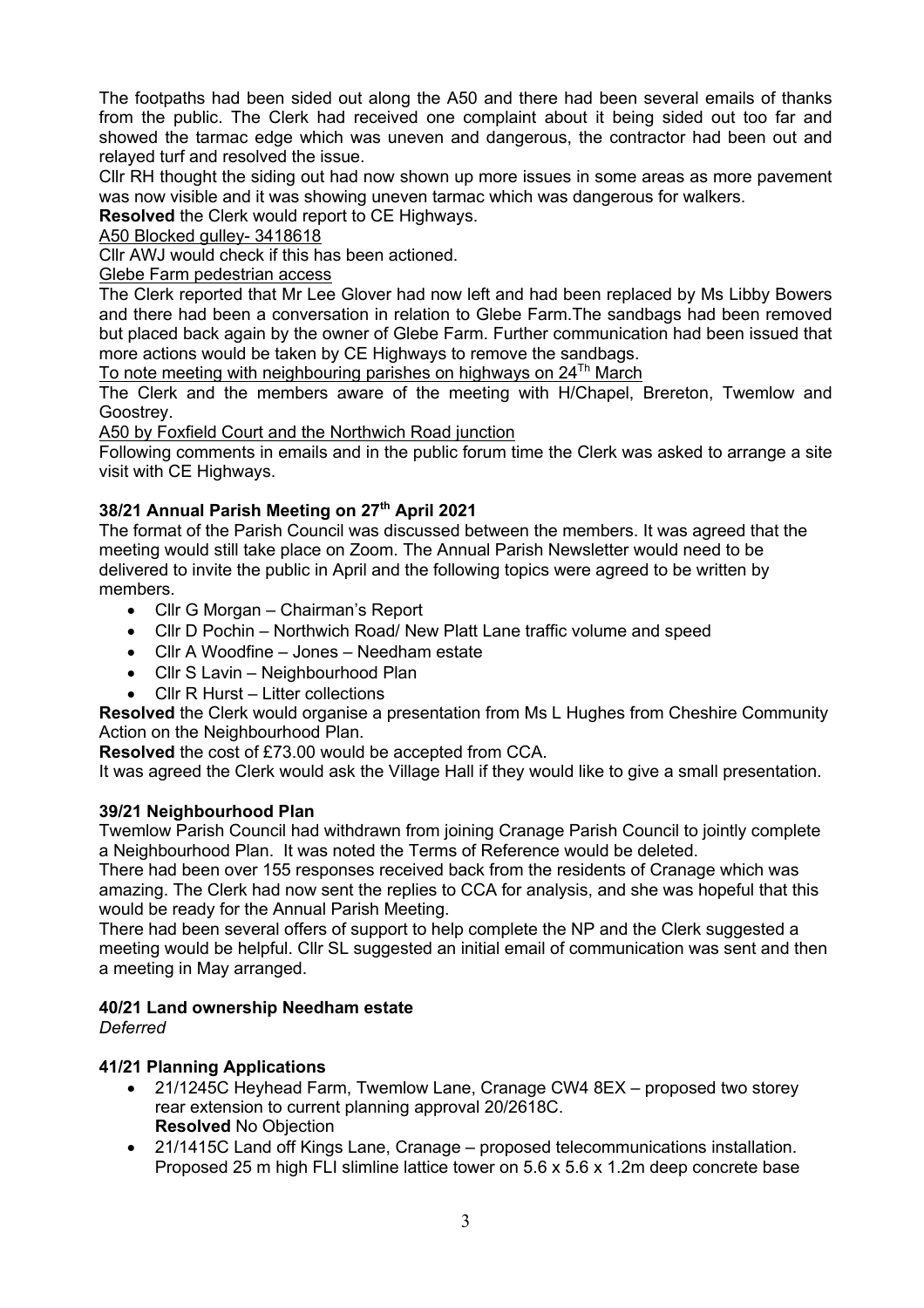The footpaths had been sided out along the A50 and there had been several emails of thanks from the public. The Clerk had received one complaint about it being sided out too far and showed the tarmac edge which was uneven and dangerous, the contractor had been out and relayed turf and resolved the issue.

Cllr RH thought the siding out had now shown up more issues in some areas as more pavement was now visible and it was showing uneven tarmac which was dangerous for walkers.

**Resolved** the Clerk would report to CE Highways.

<u>A50 Blocked gulley- 3418618</u>

Cllr AWJ would check if this has been actioned.

<u>Glebe Farm pedestrian access</u>

The Clerk reported that Mr Lee Glover had now left and had been replaced by Ms Libby Bowers and there had been a conversation in relation to Glebe Farm.The sandbags had been removed but placed back again by the owner of Glebe Farm. Further communication had been issued that more actions would be taken by CE Highways to remove the sandbags.

<u>To note meeting with neighbouring parishes on highways on 24Th March</u>

The Clerk and the members aware of the meeting with H/Chapel, Brereton, Twemlow and Goostrey.

<u>A50 by Foxfield Court and the Northwich Road junction</u>

Following comments in emails and in the public forum time the Clerk was asked to arrange a site visit with CE Highways.

### 38/21 Annual Parish Meeting on 27th April 2021

The format of the Parish Council was discussed between the members. It was agreed that the meeting would still take place on Zoom. The Annual Parish Newsletter would need to be delivered to invite the public in April and the following topics were agreed to be written by members.

- Cllr G Morgan – Chairman's Report
- Cllr D Pochin – Northwich Road/ New Platt Lane traffic volume and speed
- Cllr A Woodfine – Jones – Needham estate
- Cllr S Lavin – Neighbourhood Plan
- Cllr R Hurst – Litter collections

**Resolved** the Clerk would organise a presentation from Ms L Hughes from Cheshire Community Action on the Neighbourhood Plan.

**Resolved** the cost of £73.00 would be accepted from CCA.

It was agreed the Clerk would ask the Village Hall if they would like to give a small presentation.

### 39/21 Neighbourhood Plan

Twemlow Parish Council had withdrawn from joining Cranage Parish Council to jointly complete a Neighbourhood Plan. It was noted the Terms of Reference would be deleted.

There had been over 155 responses received back from the residents of Cranage which was amazing. The Clerk had now sent the replies to CCA for analysis, and she was hopeful that this would be ready for the Annual Parish Meeting.

There had been several offers of support to help complete the NP and the Clerk suggested a meeting would be helpful. Cllr SL suggested an initial email of communication was sent and then a meeting in May arranged.

### 40/21 Land ownership Needham estate

*Deferred*

### 41/21 Planning Applications

- 21/1245C Heyhead Farm, Twemlow Lane, Cranage CW4 8EX – proposed two storey rear extension to current planning approval 20/2618C.
  **Resolved** No Objection
- 21/1415C Land off Kings Lane, Cranage – proposed telecommunications installation. Proposed 25 m high FLI slimline lattice tower on 5.6 x 5.6 x 1.2m deep concrete base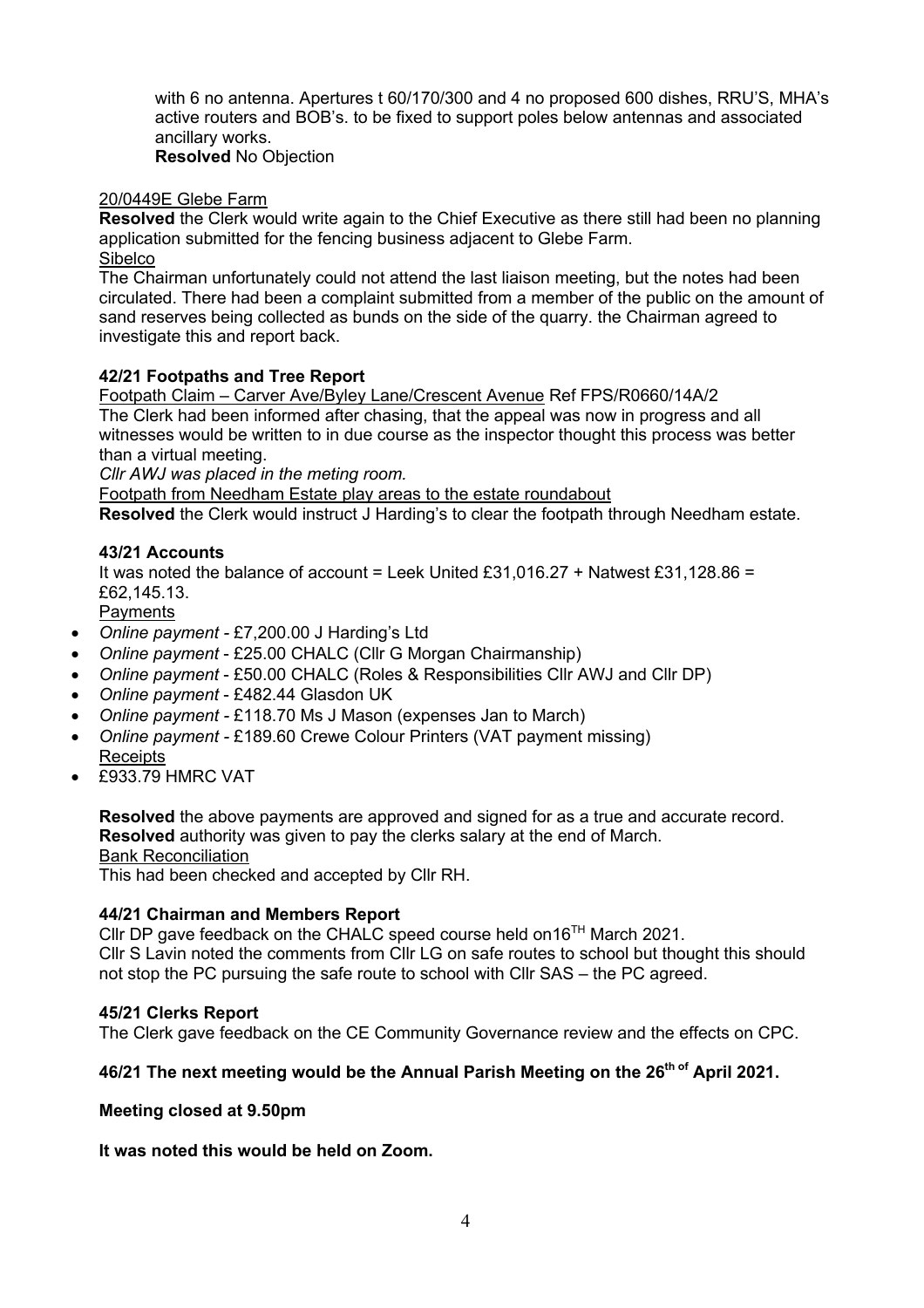with 6 no antenna. Apertures t 60/170/300 and 4 no proposed 600 dishes, RRU'S, MHA's active routers and BOB's. to be fixed to support poles below antennas and associated ancillary works.
**Resolved** No Objection

20/0449E Glebe Farm
**Resolved** the Clerk would write again to the Chief Executive as there still had been no planning application submitted for the fencing business adjacent to Glebe Farm.
Sibelco
The Chairman unfortunately could not attend the last liaison meeting, but the notes had been circulated. There had been a complaint submitted from a member of the public on the amount of sand reserves being collected as bunds on the side of the quarry. the Chairman agreed to investigate this and report back.

**42/21 Footpaths and Tree Report**
Footpath Claim – Carver Ave/Byley Lane/Crescent Avenue Ref FPS/R0660/14A/2
The Clerk had been informed after chasing, that the appeal was now in progress and all witnesses would be written to in due course as the inspector thought this process was better than a virtual meeting.
*Cllr AWJ was placed in the meting room.*
Footpath from Needham Estate play areas to the estate roundabout
**Resolved** the Clerk would instruct J Harding's to clear the footpath through Needham estate.

**43/21 Accounts**
It was noted the balance of account = Leek United £31,016.27 + Natwest £31,128.86 = £62,145.13.
Payments

- *Online payment* - £7,200.00 J Harding's Ltd
- *Online payment* - £25.00 CHALC (Cllr G Morgan Chairmanship)
- *Online payment* - £50.00 CHALC (Roles & Responsibilities Cllr AWJ and Cllr DP)
- *Online payment* - £482.44 Glasdon UK
- *Online payment* - £118.70 Ms J Mason (expenses Jan to March)
- *Online payment* - £189.60 Crewe Colour Printers (VAT payment missing)

Receipts

- £933.79 HMRC VAT

**Resolved** the above payments are approved and signed for as a true and accurate record.
**Resolved** authority was given to pay the clerks salary at the end of March.
Bank Reconciliation
This had been checked and accepted by Cllr RH.

**44/21 Chairman and Members Report**
Cllr DP gave feedback on the CHALC speed course held on16TH March 2021.
Cllr S Lavin noted the comments from Cllr LG on safe routes to school but thought this should not stop the PC pursuing the safe route to school with Cllr SAS – the PC agreed.

**45/21 Clerks Report**
The Clerk gave feedback on the CE Community Governance review and the effects on CPC.

**46/21 The next meeting would be the Annual Parish Meeting on the 26th of April 2021.**

**Meeting closed at 9.50pm**

**It was noted this would be held on Zoom.**